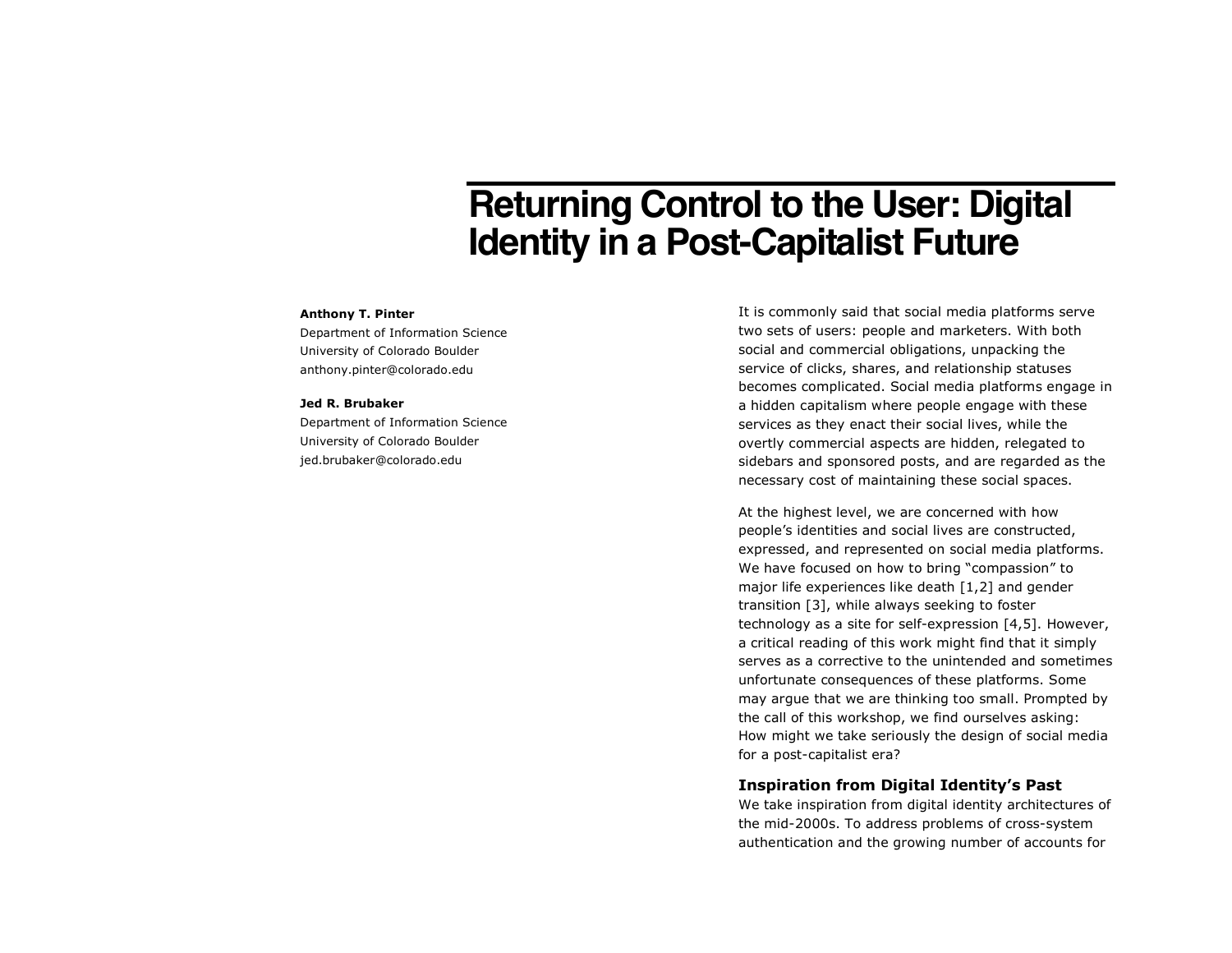# Returning Control to the User: Digital Identity in a Post-Capitalist Future

**Anthony T. Pinter**
Department of Information Science
University of Colorado Boulder
anthony.pinter@colorado.edu

**Jed R. Brubaker**
Department of Information Science
University of Colorado Boulder
jed.brubaker@colorado.edu

It is commonly said that social media platforms serve two sets of users: people and marketers. With both social and commercial obligations, unpacking the service of clicks, shares, and relationship statuses becomes complicated. Social media platforms engage in a hidden capitalism where people engage with these services as they enact their social lives, while the overtly commercial aspects are hidden, relegated to sidebars and sponsored posts, and are regarded as the necessary cost of maintaining these social spaces.

At the highest level, we are concerned with how people's identities and social lives are constructed, expressed, and represented on social media platforms. We have focused on how to bring "compassion" to major life experiences like death [1,2] and gender transition [3], while always seeking to foster technology as a site for self-expression [4,5]. However, a critical reading of this work might find that it simply serves as a corrective to the unintended and sometimes unfortunate consequences of these platforms. Some may argue that we are thinking too small. Prompted by the call of this workshop, we find ourselves asking: How might we take seriously the design of social media for a post-capitalist era?

### Inspiration from Digital Identity's Past

We take inspiration from digital identity architectures of the mid-2000s. To address problems of cross-system authentication and the growing number of accounts for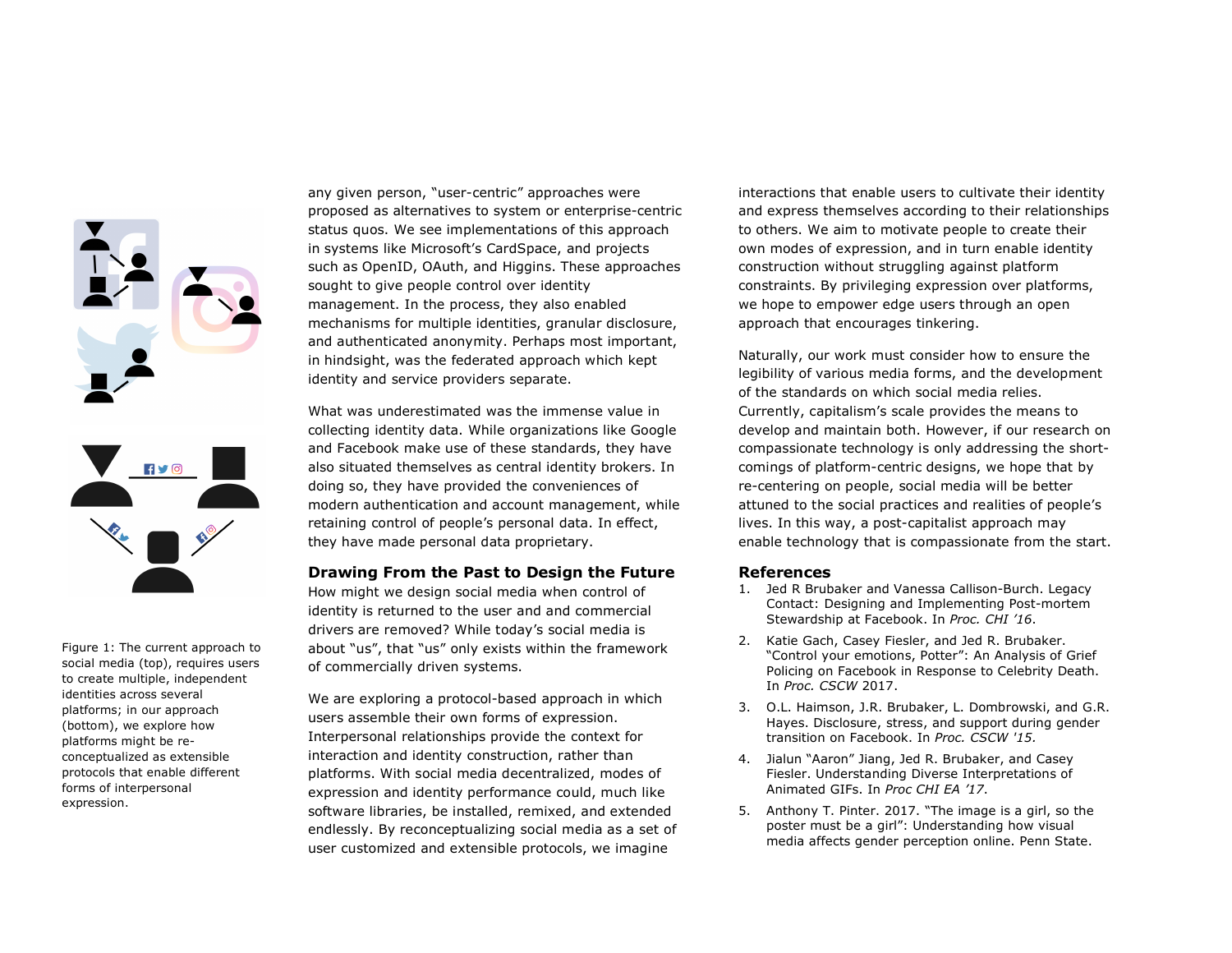Figure 1: The current approach to social media (top), requires users to create multiple, independent identities across several platforms; in our approach (bottom), we explore how platforms might be re-conceptualized as extensible protocols that enable different forms of interpersonal expression.

any given person, "user-centric" approaches were proposed as alternatives to system or enterprise-centric status quos. We see implementations of this approach in systems like Microsoft's CardSpace, and projects such as OpenID, OAuth, and Higgins. These approaches sought to give people control over identity management. In the process, they also enabled mechanisms for multiple identities, granular disclosure, and authenticated anonymity. Perhaps most important, in hindsight, was the federated approach which kept identity and service providers separate.

What was underestimated was the immense value in collecting identity data. While organizations like Google and Facebook make use of these standards, they have also situated themselves as central identity brokers. In doing so, they have provided the conveniences of modern authentication and account management, while retaining control of people's personal data. In effect, they have made personal data proprietary.

## Drawing From the Past to Design the Future

How might we design social media when control of identity is returned to the user and and commercial drivers are removed? While today's social media is about "us", that "us" only exists within the framework of commercially driven systems.

We are exploring a protocol-based approach in which users assemble their own forms of expression. Interpersonal relationships provide the context for interaction and identity construction, rather than platforms. With social media decentralized, modes of expression and identity performance could, much like software libraries, be installed, remixed, and extended endlessly. By reconceptualizing social media as a set of user customized and extensible protocols, we imagine interactions that enable users to cultivate their identity and express themselves according to their relationships to others. We aim to motivate people to create their own modes of expression, and in turn enable identity construction without struggling against platform constraints. By privileging expression over platforms, we hope to empower edge users through an open approach that encourages tinkering.

Naturally, our work must consider how to ensure the legibility of various media forms, and the development of the standards on which social media relies. Currently, capitalism's scale provides the means to develop and maintain both. However, if our research on compassionate technology is only addressing the short-comings of platform-centric designs, we hope that by re-centering on people, social media will be better attuned to the social practices and realities of people's lives. In this way, a post-capitalist approach may enable technology that is compassionate from the start.

## References

1. Jed R Brubaker and Vanessa Callison-Burch. Legacy Contact: Designing and Implementing Post-mortem Stewardship at Facebook. In *Proc. CHI '16*.
2. Katie Gach, Casey Fiesler, and Jed R. Brubaker. "Control your emotions, Potter": An Analysis of Grief Policing on Facebook in Response to Celebrity Death. In *Proc. CSCW* 2017.
3. O.L. Haimson, J.R. Brubaker, L. Dombrowski, and G.R. Hayes. Disclosure, stress, and support during gender transition on Facebook. In *Proc. CSCW '15*.
4. Jialun "Aaron" Jiang, Jed R. Brubaker, and Casey Fiesler. Understanding Diverse Interpretations of Animated GIFs. In *Proc CHI EA '17*.
5. Anthony T. Pinter. 2017. "The image is a girl, so the poster must be a girl": Understanding how visual media affects gender perception online. Penn State.